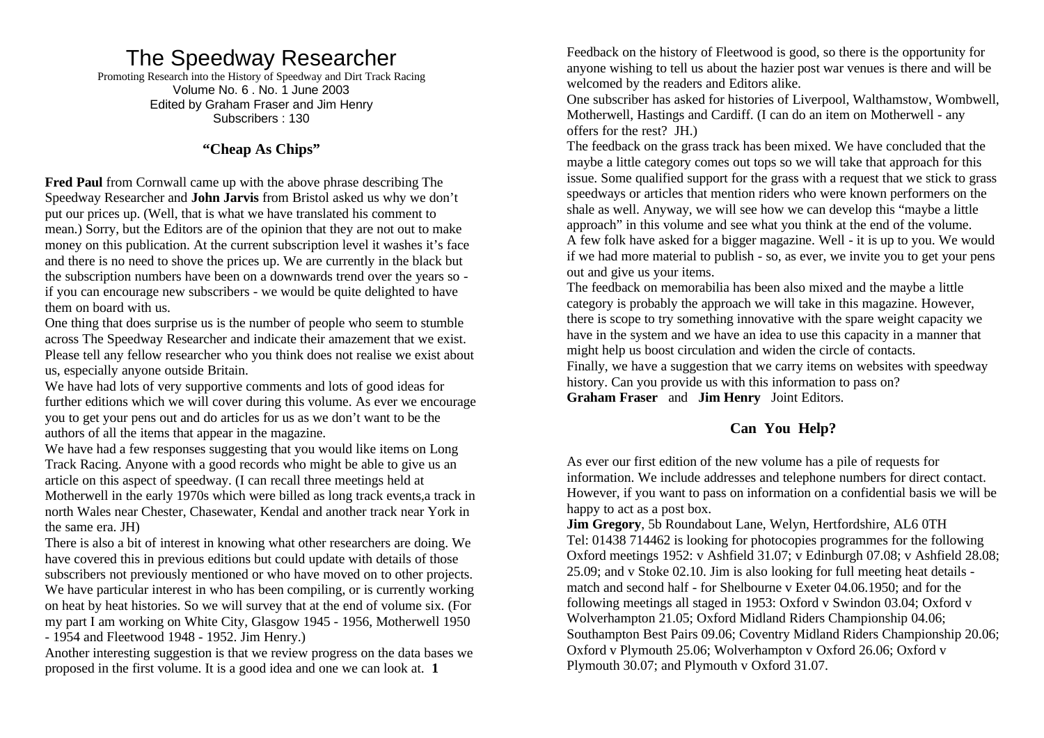# The Speedway Researcher

Promoting Research into the History of Speedway and Dirt Track Racing
Volume No. 6 . No. 1 June 2003
Edited by Graham Fraser and Jim Henry
Subscribers : 130

## "Cheap As Chips"

**Fred Paul** from Cornwall came up with the above phrase describing The Speedway Researcher and **John Jarvis** from Bristol asked us why we don't put our prices up. (Well, that is what we have translated his comment to mean.) Sorry, but the Editors are of the opinion that they are not out to make money on this publication. At the current subscription level it washes it's face and there is no need to shove the prices up. We are currently in the black but the subscription numbers have been on a downwards trend over the years so - if you can encourage new subscribers - we would be quite delighted to have them on board with us.

One thing that does surprise us is the number of people who seem to stumble across The Speedway Researcher and indicate their amazement that we exist. Please tell any fellow researcher who you think does not realise we exist about us, especially anyone outside Britain.

We have had lots of very supportive comments and lots of good ideas for further editions which we will cover during this volume. As ever we encourage you to get your pens out and do articles for us as we don't want to be the authors of all the items that appear in the magazine.

We have had a few responses suggesting that you would like items on Long Track Racing. Anyone with a good records who might be able to give us an article on this aspect of speedway. (I can recall three meetings held at Motherwell in the early 1970s which were billed as long track events,a track in north Wales near Chester, Chasewater, Kendal and another track near York in the same era. JH)

There is also a bit of interest in knowing what other researchers are doing. We have covered this in previous editions but could update with details of those subscribers not previously mentioned or who have moved on to other projects. We have particular interest in who has been compiling, or is currently working on heat by heat histories. So we will survey that at the end of volume six. (For my part I am working on White City, Glasgow 1945 - 1956, Motherwell 1950 - 1954 and Fleetwood 1948 - 1952. Jim Henry.)

Another interesting suggestion is that we review progress on the data bases we proposed in the first volume. It is a good idea and one we can look at.

Feedback on the history of Fleetwood is good, so there is the opportunity for anyone wishing to tell us about the hazier post war venues is there and will be welcomed by the readers and Editors alike.

One subscriber has asked for histories of Liverpool, Walthamstow, Wombwell, Motherwell, Hastings and Cardiff. (I can do an item on Motherwell - any offers for the rest? JH.)

The feedback on the grass track has been mixed. We have concluded that the maybe a little category comes out tops so we will take that approach for this issue. Some qualified support for the grass with a request that we stick to grass speedways or articles that mention riders who were known performers on the shale as well. Anyway, we will see how we can develop this "maybe a little approach" in this volume and see what you think at the end of the volume.

A few folk have asked for a bigger magazine. Well - it is up to you. We would if we had more material to publish - so, as ever, we invite you to get your pens out and give us your items.

The feedback on memorabilia has been also mixed and the maybe a little category is probably the approach we will take in this magazine. However, there is scope to try something innovative with the spare weight capacity we have in the system and we have an idea to use this capacity in a manner that might help us boost circulation and widen the circle of contacts.

Finally, we have a suggestion that we carry items on websites with speedway history. Can you provide us with this information to pass on?

**Graham Fraser** and **Jim Henry** Joint Editors.

## Can You Help?

As ever our first edition of the new volume has a pile of requests for information. We include addresses and telephone numbers for direct contact. However, if you want to pass on information on a confidential basis we will be happy to act as a post box.

**Jim Gregory**, 5b Roundabout Lane, Welyn, Hertfordshire, AL6 0TH Tel: 01438 714462 is looking for photocopies programmes for the following Oxford meetings 1952: v Ashfield 31.07; v Edinburgh 07.08; v Ashfield 28.08; 25.09; and v Stoke 02.10. Jim is also looking for full meeting heat details - match and second half - for Shelbourne v Exeter 04.06.1950; and for the following meetings all staged in 1953: Oxford v Swindon 03.04; Oxford v Wolverhampton 21.05; Oxford Midland Riders Championship 04.06; Southampton Best Pairs 09.06; Coventry Midland Riders Championship 20.06; Oxford v Plymouth 25.06; Wolverhampton v Oxford 26.06; Oxford v Plymouth 30.07; and Plymouth v Oxford 31.07.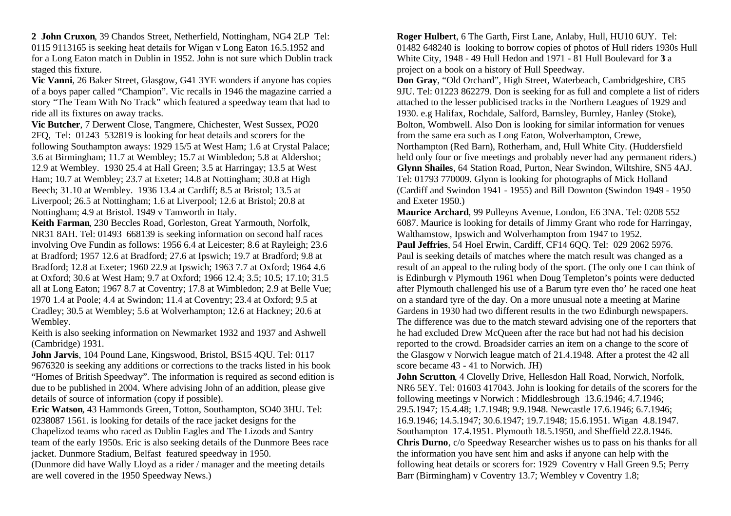**2 John Cruxon**, 39 Chandos Street, Netherfield, Nottingham, NG4 2LP Tel: 0115 9113165 is seeking heat details for Wigan v Long Eaton 16.5.1952 and for a Long Eaton match in Dublin in 1952. John is not sure which Dublin track staged this fixture.

**Vic Vanni**, 26 Baker Street, Glasgow, G41 3YE wonders if anyone has copies of a boys paper called "Champion". Vic recalls in 1946 the magazine carried a story "The Team With No Track" which featured a speedway team that had to ride all its fixtures on away tracks.

**Vic Butcher**, 7 Derwent Close, Tangmere, Chichester, West Sussex, PO20 2FQ, Tel: 01243 532819 is looking for heat details and scorers for the following Southampton aways: 1929 15/5 at West Ham; 1.6 at Crystal Palace; 3.6 at Birmingham; 11.7 at Wembley; 15.7 at Wimbledon; 5.8 at Aldershot; 12.9 at Wembley. 1930 25.4 at Hall Green; 3.5 at Harringay; 13.5 at West Ham; 10.7 at Wembley; 23.7 at Exeter; 14.8 at Nottingham; 30.8 at High Beech; 31.10 at Wembley. 1936 13.4 at Cardiff; 8.5 at Bristol; 13.5 at Liverpool; 26.5 at Nottingham; 1.6 at Liverpool; 12.6 at Bristol; 20.8 at Nottingham; 4.9 at Bristol. 1949 v Tamworth in Italy.

**Keith Farman**, 230 Beccles Road, Gorleston, Great Yarmouth, Norfolk, NR31 8AH. Tel: 01493 668139 is seeking information on second half races involving Ove Fundin as follows: 1956 6.4 at Leicester; 8.6 at Rayleigh; 23.6 at Bradford; 1957 12.6 at Bradford; 27.6 at Ipswich; 19.7 at Bradford; 9.8 at Bradford; 12.8 at Exeter; 1960 22.9 at Ipswich; 1963 7.7 at Oxford; 1964 4.6 at Oxford; 30.6 at West Ham; 9.7 at Oxford; 1966 12.4; 3.5; 10.5; 17.10; 31.5 all at Long Eaton; 1967 8.7 at Coventry; 17.8 at Wimbledon; 2.9 at Belle Vue; 1970 1.4 at Poole; 4.4 at Swindon; 11.4 at Coventry; 23.4 at Oxford; 9.5 at Cradley; 30.5 at Wembley; 5.6 at Wolverhampton; 12.6 at Hackney; 20.6 at Wembley.

Keith is also seeking information on Newmarket 1932 and 1937 and Ashwell (Cambridge) 1931.

**John Jarvis**, 104 Pound Lane, Kingswood, Bristol, BS15 4QU. Tel: 0117 9676320 is seeking any additions or corrections to the tracks listed in his book "Homes of British Speedway". The information is required as second edition is due to be published in 2004. Where advising John of an addition, please give details of source of information (copy if possible).

**Eric Watson**, 43 Hammonds Green, Totton, Southampton, SO40 3HU. Tel: 0238087 1561. is looking for details of the race jacket designs for the Chapelizod teams who raced as Dublin Eagles and The Lizods and Santry team of the early 1950s. Eric is also seeking details of the Dunmore Bees race jacket. Dunmore Stadium, Belfast featured speedway in 1950.

(Dunmore did have Wally Lloyd as a rider / manager and the meeting details are well covered in the 1950 Speedway News.)

**Roger Hulbert**, 6 The Garth, First Lane, Anlaby, Hull, HU10 6UY. Tel: 01482 648240 is looking to borrow copies of photos of Hull riders 1930s Hull White City, 1948 - 49 Hull Hedon and 1971 - 81 Hull Boulevard for **3** a project on a book on a history of Hull Speedway.

**Don Gray**, "Old Orchard", High Street, Waterbeach, Cambridgeshire, CB5 9JU. Tel: 01223 862279. Don is seeking for as full and complete a list of riders attached to the lesser publicised tracks in the Northern Leagues of 1929 and 1930. e.g Halifax, Rochdale, Salford, Barnsley, Burnley, Hanley (Stoke), Bolton, Wombwell. Also Don is looking for similar information for venues from the same era such as Long Eaton, Wolverhampton, Crewe, Northampton (Red Barn), Rotherham, and, Hull White City. (Huddersfield held only four or five meetings and probably never had any permanent riders.)

**Glynn Shailes**, 64 Station Road, Purton, Near Swindon, Wiltshire, SN5 4AJ. Tel: 01793 770009. Glynn is looking for photographs of Mick Holland (Cardiff and Swindon 1941 - 1955) and Bill Downton (Swindon 1949 - 1950 and Exeter 1950.)

**Maurice Archard**, 99 Pulleyns Avenue, London, E6 3NA. Tel: 0208 552 6087. Maurice is looking for details of Jimmy Grant who rode for Harringay, Walthamstow, Ipswich and Wolverhampton from 1947 to 1952.

**Paul Jeffries**, 54 Hoel Erwin, Cardiff, CF14 6QQ. Tel: 029 2062 5976. Paul is seeking details of matches where the match result was changed as a result of an appeal to the ruling body of the sport. (The only one I can think of is Edinburgh v Plymouth 1961 when Doug Templeton's points were deducted after Plymouth challenged his use of a Barum tyre even tho' he raced one heat on a standard tyre of the day. On a more unusual note a meeting at Marine Gardens in 1930 had two different results in the two Edinburgh newspapers. The difference was due to the match steward advising one of the reporters that he had excluded Drew McQueen after the race but had not had his decision reported to the crowd. Broadsider carries an item on a change to the score of the Glasgow v Norwich league match of 21.4.1948. After a protest the 42 all score became 43 - 41 to Norwich. JH)

**John Scrutton**, 4 Clovelly Drive, Hellesdon Hall Road, Norwich, Norfolk, NR6 5EY. Tel: 01603 417043. John is looking for details of the scorers for the following meetings v Norwich : Middlesbrough 13.6.1946; 4.7.1946; 29.5.1947; 15.4.48; 1.7.1948; 9.9.1948. Newcastle 17.6.1946; 6.7.1946; 16.9.1946; 14.5.1947; 30.6.1947; 19.7.1948; 15.6.1951. Wigan 4.8.1947. Southampton 17.4.1951. Plymouth 18.5.1950, and Sheffield 22.8.1946.

**Chris Durno**, c/o Speedway Researcher wishes us to pass on his thanks for all the information you have sent him and asks if anyone can help with the following heat details or scorers for: 1929 Coventry v Hall Green 9.5; Perry Barr (Birmingham) v Coventry 13.7; Wembley v Coventry 1.8;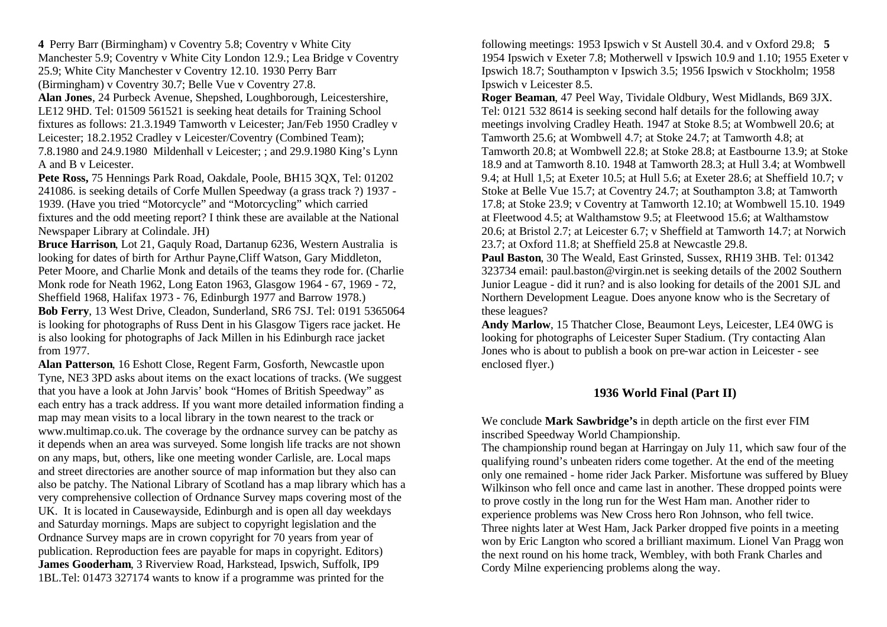**4** Perry Barr (Birmingham) v Coventry 5.8; Coventry v White City Manchester 5.9; Coventry v White City London 12.9.; Lea Bridge v Coventry 25.9; White City Manchester v Coventry 12.10. 1930 Perry Barr (Birmingham) v Coventry 30.7; Belle Vue v Coventry 27.8.

**Alan Jones**, 24 Purbeck Avenue, Shepshed, Loughborough, Leicestershire, LE12 9HD. Tel: 01509 561521 is seeking heat details for Training School fixtures as follows: 21.3.1949 Tamworth v Leicester; Jan/Feb 1950 Cradley v Leicester; 18.2.1952 Cradley v Leicester/Coventry (Combined Team); 7.8.1980 and 24.9.1980 Mildenhall v Leicester; ; and 29.9.1980 King's Lynn A and B v Leicester.

**Pete Ross,** 75 Hennings Park Road, Oakdale, Poole, BH15 3QX, Tel: 01202 241086. is seeking details of Corfe Mullen Speedway (a grass track ?) 1937 - 1939. (Have you tried "Motorcycle" and "Motorcycling" which carried fixtures and the odd meeting report? I think these are available at the National Newspaper Library at Colindale. JH)

**Bruce Harrison**, Lot 21, Gaquly Road, Dartanup 6236, Western Australia is looking for dates of birth for Arthur Payne,Cliff Watson, Gary Middleton, Peter Moore, and Charlie Monk and details of the teams they rode for. (Charlie Monk rode for Neath 1962, Long Eaton 1963, Glasgow 1964 - 67, 1969 - 72, Sheffield 1968, Halifax 1973 - 76, Edinburgh 1977 and Barrow 1978.)

**Bob Ferry**, 13 West Drive, Cleadon, Sunderland, SR6 7SJ. Tel: 0191 5365064 is looking for photographs of Russ Dent in his Glasgow Tigers race jacket. He is also looking for photographs of Jack Millen in his Edinburgh race jacket from 1977.

**Alan Patterson**, 16 Eshott Close, Regent Farm, Gosforth, Newcastle upon Tyne, NE3 3PD asks about items on the exact locations of tracks. (We suggest that you have a look at John Jarvis' book "Homes of British Speedway" as each entry has a track address. If you want more detailed information finding a map may mean visits to a local library in the town nearest to the track or www.multimap.co.uk. The coverage by the ordnance survey can be patchy as it depends when an area was surveyed. Some longish life tracks are not shown on any maps, but, others, like one meeting wonder Carlisle, are. Local maps and street directories are another source of map information but they also can also be patchy. The National Library of Scotland has a map library which has a very comprehensive collection of Ordnance Survey maps covering most of the UK. It is located in Causewayside, Edinburgh and is open all day weekdays and Saturday mornings. Maps are subject to copyright legislation and the Ordnance Survey maps are in crown copyright for 70 years from year of publication. Reproduction fees are payable for maps in copyright. Editors)

**James Gooderham**, 3 Riverview Road, Harkstead, Ipswich, Suffolk, IP9 1BL.Tel: 01473 327174 wants to know if a programme was printed for the following meetings: 1953 Ipswich v St Austell 30.4. and v Oxford 29.8; **5** 1954 Ipswich v Exeter 7.8; Motherwell v Ipswich 10.9 and 1.10; 1955 Exeter v Ipswich 18.7; Southampton v Ipswich 3.5; 1956 Ipswich v Stockholm; 1958 Ipswich v Leicester 8.5.

**Roger Beaman**, 47 Peel Way, Tividale Oldbury, West Midlands, B69 3JX. Tel: 0121 532 8614 is seeking second half details for the following away meetings involving Cradley Heath. 1947 at Stoke 8.5; at Wombwell 20.6; at Tamworth 25.6; at Wombwell 4.7; at Stoke 24.7; at Tamworth 4.8; at Tamworth 20.8; at Wombwell 22.8; at Stoke 28.8; at Eastbourne 13.9; at Stoke 18.9 and at Tamworth 8.10. 1948 at Tamworth 28.3; at Hull 3.4; at Wombwell 9.4; at Hull 1,5; at Exeter 10.5; at Hull 5.6; at Exeter 28.6; at Sheffield 10.7; v Stoke at Belle Vue 15.7; at Coventry 24.7; at Southampton 3.8; at Tamworth 17.8; at Stoke 23.9; v Coventry at Tamworth 12.10; at Wombwell 15.10. 1949 at Fleetwood 4.5; at Walthamstow 9.5; at Fleetwood 15.6; at Walthamstow 20.6; at Bristol 2.7; at Leicester 6.7; v Sheffield at Tamworth 14.7; at Norwich 23.7; at Oxford 11.8; at Sheffield 25.8 at Newcastle 29.8.

**Paul Baston**, 30 The Weald, East Grinsted, Sussex, RH19 3HB. Tel: 01342 323734 email: paul.baston@virgin.net is seeking details of the 2002 Southern Junior League - did it run? and is also looking for details of the 2001 SJL and Northern Development League. Does anyone know who is the Secretary of these leagues?

**Andy Marlow**, 15 Thatcher Close, Beaumont Leys, Leicester, LE4 0WG is looking for photographs of Leicester Super Stadium. (Try contacting Alan Jones who is about to publish a book on pre-war action in Leicester - see enclosed flyer.)

## 1936 World Final (Part II)

We conclude **Mark Sawbridge's** in depth article on the first ever FIM inscribed Speedway World Championship.

The championship round began at Harringay on July 11, which saw four of the qualifying round's unbeaten riders come together. At the end of the meeting only one remained - home rider Jack Parker. Misfortune was suffered by Bluey Wilkinson who fell once and came last in another. These dropped points were to prove costly in the long run for the West Ham man. Another rider to experience problems was New Cross hero Ron Johnson, who fell twice.

Three nights later at West Ham, Jack Parker dropped five points in a meeting won by Eric Langton who scored a brilliant maximum. Lionel Van Pragg won the next round on his home track, Wembley, with both Frank Charles and Cordy Milne experiencing problems along the way.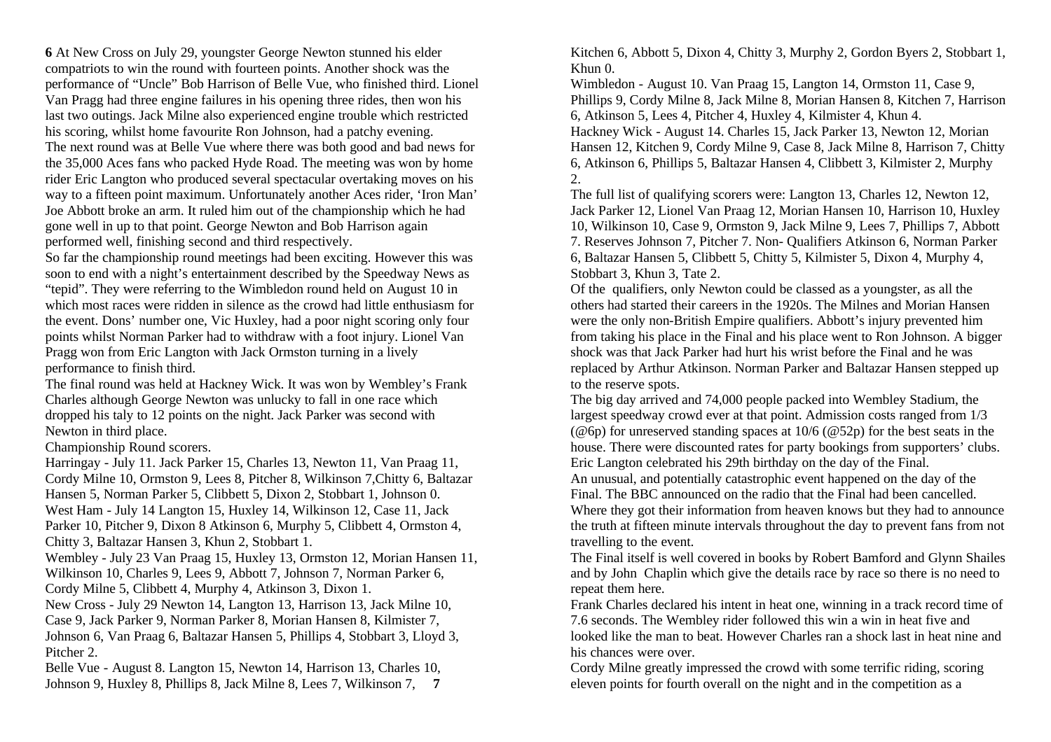At New Cross on July 29, youngster George Newton stunned his elder compatriots to win the round with fourteen points. Another shock was the performance of "Uncle" Bob Harrison of Belle Vue, who finished third. Lionel Van Pragg had three engine failures in his opening three rides, then won his last two outings. Jack Milne also experienced engine trouble which restricted his scoring, whilst home favourite Ron Johnson, had a patchy evening.

The next round was at Belle Vue where there was both good and bad news for the 35,000 Aces fans who packed Hyde Road. The meeting was won by home rider Eric Langton who produced several spectacular overtaking moves on his way to a fifteen point maximum. Unfortunately another Aces rider, 'Iron Man' Joe Abbott broke an arm. It ruled him out of the championship which he had gone well in up to that point. George Newton and Bob Harrison again performed well, finishing second and third respectively.

So far the championship round meetings had been exciting. However this was soon to end with a night's entertainment described by the Speedway News as "tepid". They were referring to the Wimbledon round held on August 10 in which most races were ridden in silence as the crowd had little enthusiasm for the event. Dons' number one, Vic Huxley, had a poor night scoring only four points whilst Norman Parker had to withdraw with a foot injury. Lionel Van Pragg won from Eric Langton with Jack Ormston turning in a lively performance to finish third.

The final round was held at Hackney Wick. It was won by Wembley's Frank Charles although George Newton was unlucky to fall in one race which dropped his taly to 12 points on the night. Jack Parker was second with Newton in third place.

Championship Round scorers.

Harringay - July 11. Jack Parker 15, Charles 13, Newton 11, Van Praag 11, Cordy Milne 10, Ormston 9, Lees 8, Pitcher 8, Wilkinson 7,Chitty 6, Baltazar Hansen 5, Norman Parker 5, Clibbett 5, Dixon 2, Stobbart 1, Johnson 0.

West Ham - July 14 Langton 15, Huxley 14, Wilkinson 12, Case 11, Jack Parker 10, Pitcher 9, Dixon 8 Atkinson 6, Murphy 5, Clibbett 4, Ormston 4, Chitty 3, Baltazar Hansen 3, Khun 2, Stobbart 1.

Wembley - July 23 Van Praag 15, Huxley 13, Ormston 12, Morian Hansen 11, Wilkinson 10, Charles 9, Lees 9, Abbott 7, Johnson 7, Norman Parker 6, Cordy Milne 5, Clibbett 4, Murphy 4, Atkinson 3, Dixon 1.

New Cross - July 29 Newton 14, Langton 13, Harrison 13, Jack Milne 10, Case 9, Jack Parker 9, Norman Parker 8, Morian Hansen 8, Kilmister 7, Johnson 6, Van Praag 6, Baltazar Hansen 5, Phillips 4, Stobbart 3, Lloyd 3, Pitcher 2.

Belle Vue - August 8. Langton 15, Newton 14, Harrison 13, Charles 10, Johnson 9, Huxley 8, Phillips 8, Jack Milne 8, Lees 7, Wilkinson 7, Kitchen 6, Abbott 5, Dixon 4, Chitty 3, Murphy 2, Gordon Byers 2, Stobbart 1, Khun 0.

Wimbledon - August 10. Van Praag 15, Langton 14, Ormston 11, Case 9, Phillips 9, Cordy Milne 8, Jack Milne 8, Morian Hansen 8, Kitchen 7, Harrison 6, Atkinson 5, Lees 4, Pitcher 4, Huxley 4, Kilmister 4, Khun 4.

Hackney Wick - August 14. Charles 15, Jack Parker 13, Newton 12, Morian Hansen 12, Kitchen 9, Cordy Milne 9, Case 8, Jack Milne 8, Harrison 7, Chitty 6, Atkinson 6, Phillips 5, Baltazar Hansen 4, Clibbett 3, Kilmister 2, Murphy 2.

The full list of qualifying scorers were: Langton 13, Charles 12, Newton 12, Jack Parker 12, Lionel Van Praag 12, Morian Hansen 10, Harrison 10, Huxley 10, Wilkinson 10, Case 9, Ormston 9, Jack Milne 9, Lees 7, Phillips 7, Abbott 7. Reserves Johnson 7, Pitcher 7. Non- Qualifiers Atkinson 6, Norman Parker 6, Baltazar Hansen 5, Clibbett 5, Chitty 5, Kilmister 5, Dixon 4, Murphy 4, Stobbart 3, Khun 3, Tate 2.

Of the qualifiers, only Newton could be classed as a youngster, as all the others had started their careers in the 1920s. The Milnes and Morian Hansen were the only non-British Empire qualifiers. Abbott's injury prevented him from taking his place in the Final and his place went to Ron Johnson. A bigger shock was that Jack Parker had hurt his wrist before the Final and he was replaced by Arthur Atkinson. Norman Parker and Baltazar Hansen stepped up to the reserve spots.

The big day arrived and 74,000 people packed into Wembley Stadium, the largest speedway crowd ever at that point. Admission costs ranged from 1/3 (@6p) for unreserved standing spaces at 10/6 (@52p) for the best seats in the house. There were discounted rates for party bookings from supporters' clubs. Eric Langton celebrated his 29th birthday on the day of the Final.

An unusual, and potentially catastrophic event happened on the day of the Final. The BBC announced on the radio that the Final had been cancelled. Where they got their information from heaven knows but they had to announce the truth at fifteen minute intervals throughout the day to prevent fans from not travelling to the event.

The Final itself is well covered in books by Robert Bamford and Glynn Shailes and by John Chaplin which give the details race by race so there is no need to repeat them here.

Frank Charles declared his intent in heat one, winning in a track record time of 7.6 seconds. The Wembley rider followed this win a win in heat five and looked like the man to beat. However Charles ran a shock last in heat nine and his chances were over.

Cordy Milne greatly impressed the crowd with some terrific riding, scoring eleven points for fourth overall on the night and in the competition as a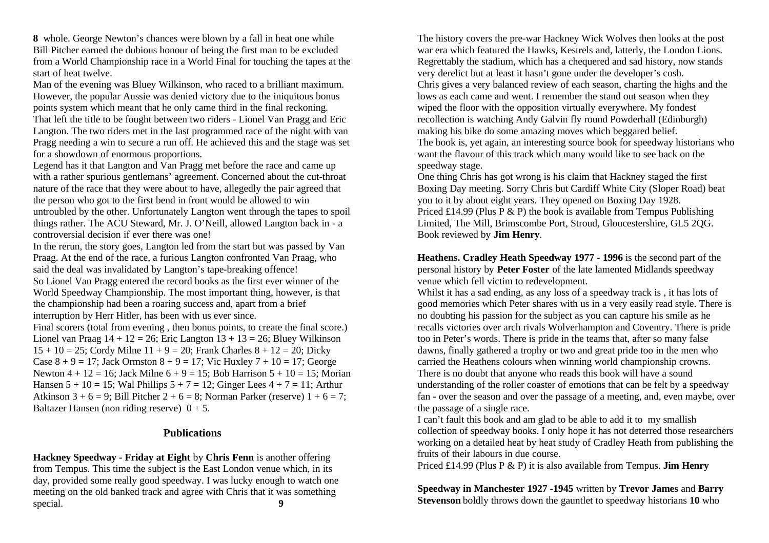whole. George Newton's chances were blown by a fall in heat one while Bill Pitcher earned the dubious honour of being the first man to be excluded from a World Championship race in a World Final for touching the tapes at the start of heat twelve.

Man of the evening was Bluey Wilkinson, who raced to a brilliant maximum. However, the popular Aussie was denied victory due to the iniquitous bonus points system which meant that he only came third in the final reckoning. That left the title to be fought between two riders - Lionel Van Pragg and Eric Langton. The two riders met in the last programmed race of the night with van Pragg needing a win to secure a run off. He achieved this and the stage was set for a showdown of enormous proportions.

Legend has it that Langton and Van Pragg met before the race and came up with a rather spurious gentlemans' agreement. Concerned about the cut-throat nature of the race that they were about to have, allegedly the pair agreed that the person who got to the first bend in front would be allowed to win untroubled by the other. Unfortunately Langton went through the tapes to spoil things rather. The ACU Steward, Mr. J. O'Neill, allowed Langton back in - a controversial decision if ever there was one!

In the rerun, the story goes, Langton led from the start but was passed by Van Praag. At the end of the race, a furious Langton confronted Van Praag, who said the deal was invalidated by Langton's tape-breaking offence!

So Lionel Van Pragg entered the record books as the first ever winner of the World Speedway Championship. The most important thing, however, is that the championship had been a roaring success and, apart from a brief interruption by Herr Hitler, has been with us ever since.

Final scorers (total from evening , then bonus points, to create the final score.) Lionel van Praag 14 + 12 = 26; Eric Langton 13 + 13 = 26; Bluey Wilkinson 15 + 10 = 25; Cordy Milne 11 + 9 = 20; Frank Charles 8 + 12 = 20; Dicky Case 8 + 9 = 17; Jack Ormston 8 + 9 = 17; Vic Huxley 7 + 10 = 17; George Newton 4 + 12 = 16; Jack Milne 6 + 9 = 15; Bob Harrison 5 + 10 = 15; Morian Hansen 5 + 10 = 15; Wal Phillips 5 + 7 = 12; Ginger Lees 4 + 7 = 11; Arthur Atkinson 3 + 6 = 9; Bill Pitcher 2 + 6 = 8; Norman Parker (reserve) 1 + 6 = 7; Baltazer Hansen (non riding reserve) 0 + 5.

## Publications

**Hackney Speedway - Friday at Eight** by **Chris Fenn** is another offering from Tempus. This time the subject is the East London venue which, in its day, provided some really good speedway. I was lucky enough to watch one meeting on the old banked track and agree with Chris that it was something special.

The history covers the pre-war Hackney Wick Wolves then looks at the post war era which featured the Hawks, Kestrels and, latterly, the London Lions. Regrettably the stadium, which has a chequered and sad history, now stands very derelict but at least it hasn't gone under the developer's cosh.

Chris gives a very balanced review of each season, charting the highs and the lows as each came and went. I remember the stand out season when they wiped the floor with the opposition virtually everywhere. My fondest recollection is watching Andy Galvin fly round Powderhall (Edinburgh) making his bike do some amazing moves which beggared belief.

The book is, yet again, an interesting source book for speedway historians who want the flavour of this track which many would like to see back on the speedway stage.

One thing Chris has got wrong is his claim that Hackney staged the first Boxing Day meeting. Sorry Chris but Cardiff White City (Sloper Road) beat you to it by about eight years. They opened on Boxing Day 1928.

Priced £14.99 (Plus P & P) the book is available from Tempus Publishing Limited, The Mill, Brimscombe Port, Stroud, Gloucestershire, GL5 2QG. Book reviewed by **Jim Henry**.

**Heathens. Cradley Heath Speedway 1977 - 1996** is the second part of the personal history by **Peter Foster** of the late lamented Midlands speedway venue which fell victim to redevelopment.

Whilst it has a sad ending, as any loss of a speedway track is , it has lots of good memories which Peter shares with us in a very easily read style. There is no doubting his passion for the subject as you can capture his smile as he recalls victories over arch rivals Wolverhampton and Coventry. There is pride too in Peter's words. There is pride in the teams that, after so many false dawns, finally gathered a trophy or two and great pride too in the men who carried the Heathens colours when winning world championship crowns. There is no doubt that anyone who reads this book will have a sound understanding of the roller coaster of emotions that can be felt by a speedway fan - over the season and over the passage of a meeting, and, even maybe, over the passage of a single race.

I can't fault this book and am glad to be able to add it to my smallish collection of speedway books. I only hope it has not deterred those researchers working on a detailed heat by heat study of Cradley Heath from publishing the fruits of their labours in due course.

Priced £14.99 (Plus P & P) it is also available from Tempus. **Jim Henry**

**Speedway in Manchester 1927 -1945** written by **Trevor James** and **Barry Stevenson** boldly throws down the gauntlet to speedway historians who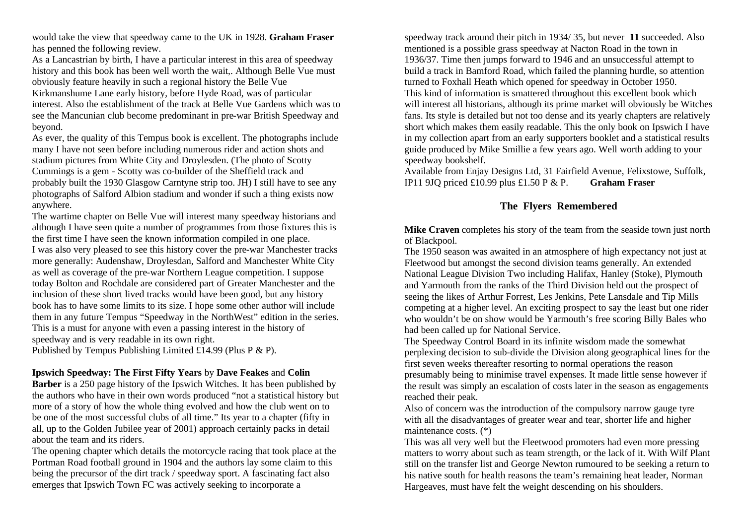would take the view that speedway came to the UK in 1928. **Graham Fraser** has penned the following review.

As a Lancastrian by birth, I have a particular interest in this area of speedway history and this book has been well worth the wait,. Although Belle Vue must obviously feature heavily in such a regional history the Belle Vue Kirkmanshume Lane early history, before Hyde Road, was of particular interest. Also the establishment of the track at Belle Vue Gardens which was to see the Mancunian club become predominant in pre-war British Speedway and beyond.

As ever, the quality of this Tempus book is excellent. The photographs include many I have not seen before including numerous rider and action shots and stadium pictures from White City and Droylesden. (The photo of Scotty Cummings is a gem - Scotty was co-builder of the Sheffield track and probably built the 1930 Glasgow Carntyne strip too. JH) I still have to see any photographs of Salford Albion stadium and wonder if such a thing exists now anywhere.

The wartime chapter on Belle Vue will interest many speedway historians and although I have seen quite a number of programmes from those fixtures this is the first time I have seen the known information compiled in one place.

I was also very pleased to see this history cover the pre-war Manchester tracks more generally: Audenshaw, Droylesdan, Salford and Manchester White City as well as coverage of the pre-war Northern League competition. I suppose today Bolton and Rochdale are considered part of Greater Manchester and the inclusion of these short lived tracks would have been good, but any history book has to have some limits to its size. I hope some other author will include them in any future Tempus "Speedway in the NorthWest" edition in the series.

This is a must for anyone with even a passing interest in the history of speedway and is very readable in its own right.

Published by Tempus Publishing Limited £14.99 (Plus P & P).

**Ipswich Speedway: The First Fifty Years** by **Dave Feakes** and **Colin Barber** is a 250 page history of the Ipswich Witches. It has been published by the authors who have in their own words produced "not a statistical history but more of a story of how the whole thing evolved and how the club went on to be one of the most successful clubs of all time." Its year to a chapter (fifty in all, up to the Golden Jubilee year of 2001) approach certainly packs in detail about the team and its riders.

The opening chapter which details the motorcycle racing that took place at the Portman Road football ground in 1904 and the authors lay some claim to this being the precursor of the dirt track / speedway sport. A fascinating fact also emerges that Ipswich Town FC was actively seeking to incorporate a speedway track around their pitch in 1934/ 35, but never succeeded. Also mentioned is a possible grass speedway at Nacton Road in the town in 1936/37. Time then jumps forward to 1946 and an unsuccessful attempt to build a track in Bamford Road, which failed the planning hurdle, so attention turned to Foxhall Heath which opened for speedway in October 1950.

This kind of information is smattered throughout this excellent book which will interest all historians, although its prime market will obviously be Witches fans. Its style is detailed but not too dense and its yearly chapters are relatively short which makes them easily readable. This the only book on Ipswich I have in my collection apart from an early supporters booklet and a statistical results guide produced by Mike Smillie a few years ago. Well worth adding to your speedway bookshelf.

Available from Enjay Designs Ltd, 31 Fairfield Avenue, Felixstowe, Suffolk, IP11 9JQ priced £10.99 plus £1.50 P & P. **Graham Fraser**

## The Flyers Remembered

**Mike Craven** completes his story of the team from the seaside town just north of Blackpool.

The 1950 season was awaited in an atmosphere of high expectancy not just at Fleetwood but amongst the second division teams generally. An extended National League Division Two including Halifax, Hanley (Stoke), Plymouth and Yarmouth from the ranks of the Third Division held out the prospect of seeing the likes of Arthur Forrest, Les Jenkins, Pete Lansdale and Tip Mills competing at a higher level. An exciting prospect to say the least but one rider who wouldn't be on show would be Yarmouth's free scoring Billy Bales who had been called up for National Service.

The Speedway Control Board in its infinite wisdom made the somewhat perplexing decision to sub-divide the Division along geographical lines for the first seven weeks thereafter resorting to normal operations the reason presumably being to minimise travel expenses. It made little sense however if the result was simply an escalation of costs later in the season as engagements reached their peak.

Also of concern was the introduction of the compulsory narrow gauge tyre with all the disadvantages of greater wear and tear, shorter life and higher maintenance costs. (*)

This was all very well but the Fleetwood promoters had even more pressing matters to worry about such as team strength, or the lack of it. With Wilf Plant still on the transfer list and George Newton rumoured to be seeking a return to his native south for health reasons the team's remaining heat leader, Norman Hargeaves, must have felt the weight descending on his shoulders.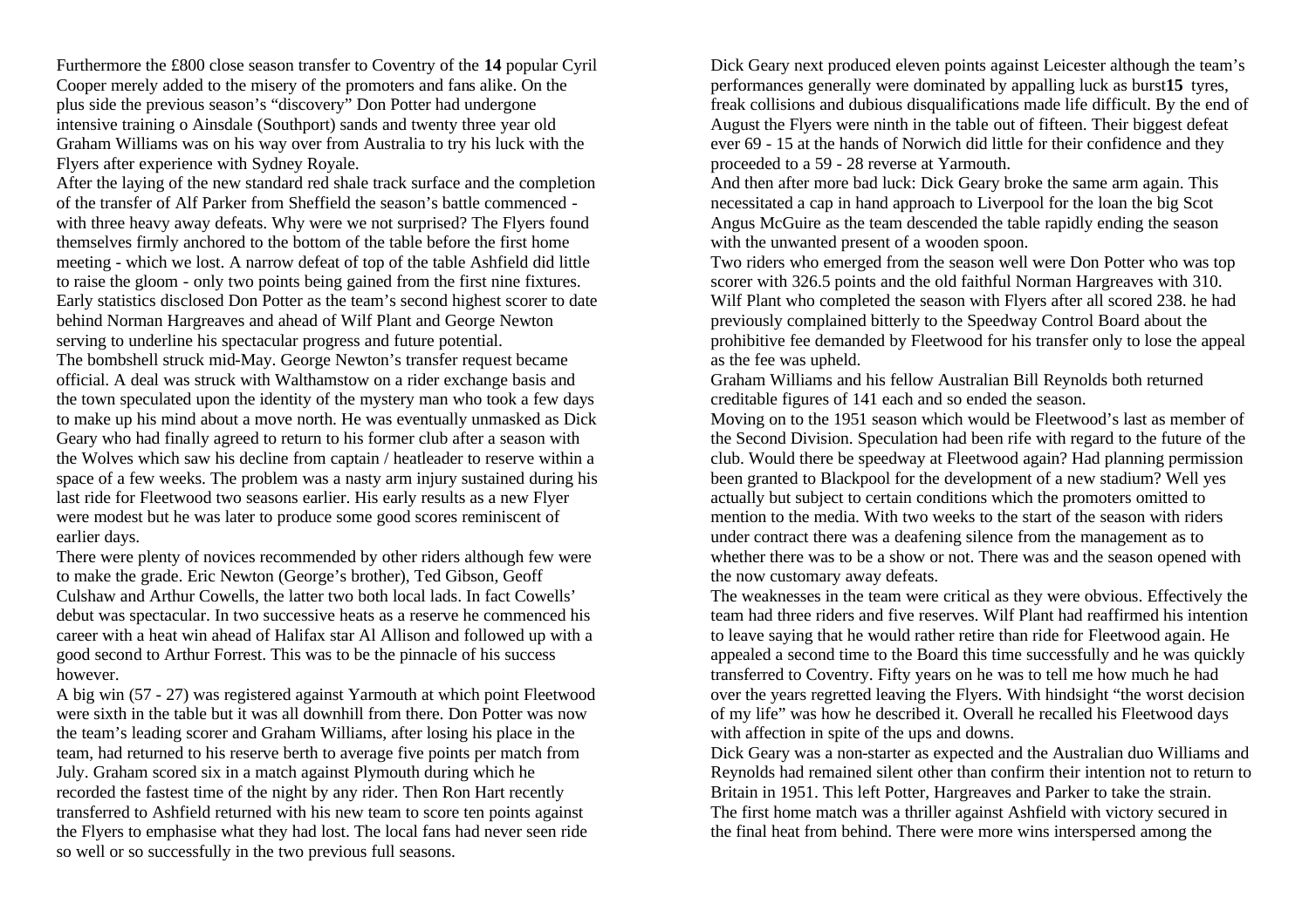Furthermore the £800 close season transfer to Coventry of the popular Cyril Cooper merely added to the misery of the promoters and fans alike. On the plus side the previous season's "discovery" Don Potter had undergone intensive training o Ainsdale (Southport) sands and twenty three year old Graham Williams was on his way over from Australia to try his luck with the Flyers after experience with Sydney Royale.

After the laying of the new standard red shale track surface and the completion of the transfer of Alf Parker from Sheffield the season's battle commenced - with three heavy away defeats. Why were we not surprised? The Flyers found themselves firmly anchored to the bottom of the table before the first home meeting - which we lost. A narrow defeat of top of the table Ashfield did little to raise the gloom - only two points being gained from the first nine fixtures. Early statistics disclosed Don Potter as the team's second highest scorer to date behind Norman Hargreaves and ahead of Wilf Plant and George Newton serving to underline his spectacular progress and future potential.

The bombshell struck mid-May. George Newton's transfer request became official. A deal was struck with Walthamstow on a rider exchange basis and the town speculated upon the identity of the mystery man who took a few days to make up his mind about a move north. He was eventually unmasked as Dick Geary who had finally agreed to return to his former club after a season with the Wolves which saw his decline from captain / heatleader to reserve within a space of a few weeks. The problem was a nasty arm injury sustained during his last ride for Fleetwood two seasons earlier. His early results as a new Flyer were modest but he was later to produce some good scores reminiscent of earlier days.

There were plenty of novices recommended by other riders although few were to make the grade. Eric Newton (George's brother), Ted Gibson, Geoff Culshaw and Arthur Cowells, the latter two both local lads. In fact Cowells' debut was spectacular. In two successive heats as a reserve he commenced his career with a heat win ahead of Halifax star Al Allison and followed up with a good second to Arthur Forrest. This was to be the pinnacle of his success however.

A big win (57 - 27) was registered against Yarmouth at which point Fleetwood were sixth in the table but it was all downhill from there. Don Potter was now the team's leading scorer and Graham Williams, after losing his place in the team, had returned to his reserve berth to average five points per match from July. Graham scored six in a match against Plymouth during which he recorded the fastest time of the night by any rider. Then Ron Hart recently transferred to Ashfield returned with his new team to score ten points against the Flyers to emphasise what they had lost. The local fans had never seen ride so well or so successfully in the two previous full seasons.

Dick Geary next produced eleven points against Leicester although the team's performances generally were dominated by appalling luck as burst tyres, freak collisions and dubious disqualifications made life difficult. By the end of August the Flyers were ninth in the table out of fifteen. Their biggest defeat ever 69 - 15 at the hands of Norwich did little for their confidence and they proceeded to a 59 - 28 reverse at Yarmouth.

And then after more bad luck: Dick Geary broke the same arm again. This necessitated a cap in hand approach to Liverpool for the loan the big Scot Angus McGuire as the team descended the table rapidly ending the season with the unwanted present of a wooden spoon.

Two riders who emerged from the season well were Don Potter who was top scorer with 326.5 points and the old faithful Norman Hargreaves with 310. Wilf Plant who completed the season with Flyers after all scored 238. he had previously complained bitterly to the Speedway Control Board about the prohibitive fee demanded by Fleetwood for his transfer only to lose the appeal as the fee was upheld.

Graham Williams and his fellow Australian Bill Reynolds both returned creditable figures of 141 each and so ended the season.

Moving on to the 1951 season which would be Fleetwood's last as member of the Second Division. Speculation had been rife with regard to the future of the club. Would there be speedway at Fleetwood again? Had planning permission been granted to Blackpool for the development of a new stadium? Well yes actually but subject to certain conditions which the promoters omitted to mention to the media. With two weeks to the start of the season with riders under contract there was a deafening silence from the management as to whether there was to be a show or not. There was and the season opened with the now customary away defeats.

The weaknesses in the team were critical as they were obvious. Effectively the team had three riders and five reserves. Wilf Plant had reaffirmed his intention to leave saying that he would rather retire than ride for Fleetwood again. He appealed a second time to the Board this time successfully and he was quickly transferred to Coventry. Fifty years on he was to tell me how much he had over the years regretted leaving the Flyers. With hindsight "the worst decision of my life" was how he described it. Overall he recalled his Fleetwood days with affection in spite of the ups and downs.

Dick Geary was a non-starter as expected and the Australian duo Williams and Reynolds had remained silent other than confirm their intention not to return to Britain in 1951. This left Potter, Hargreaves and Parker to take the strain. The first home match was a thriller against Ashfield with victory secured in the final heat from behind. There were more wins interspersed among the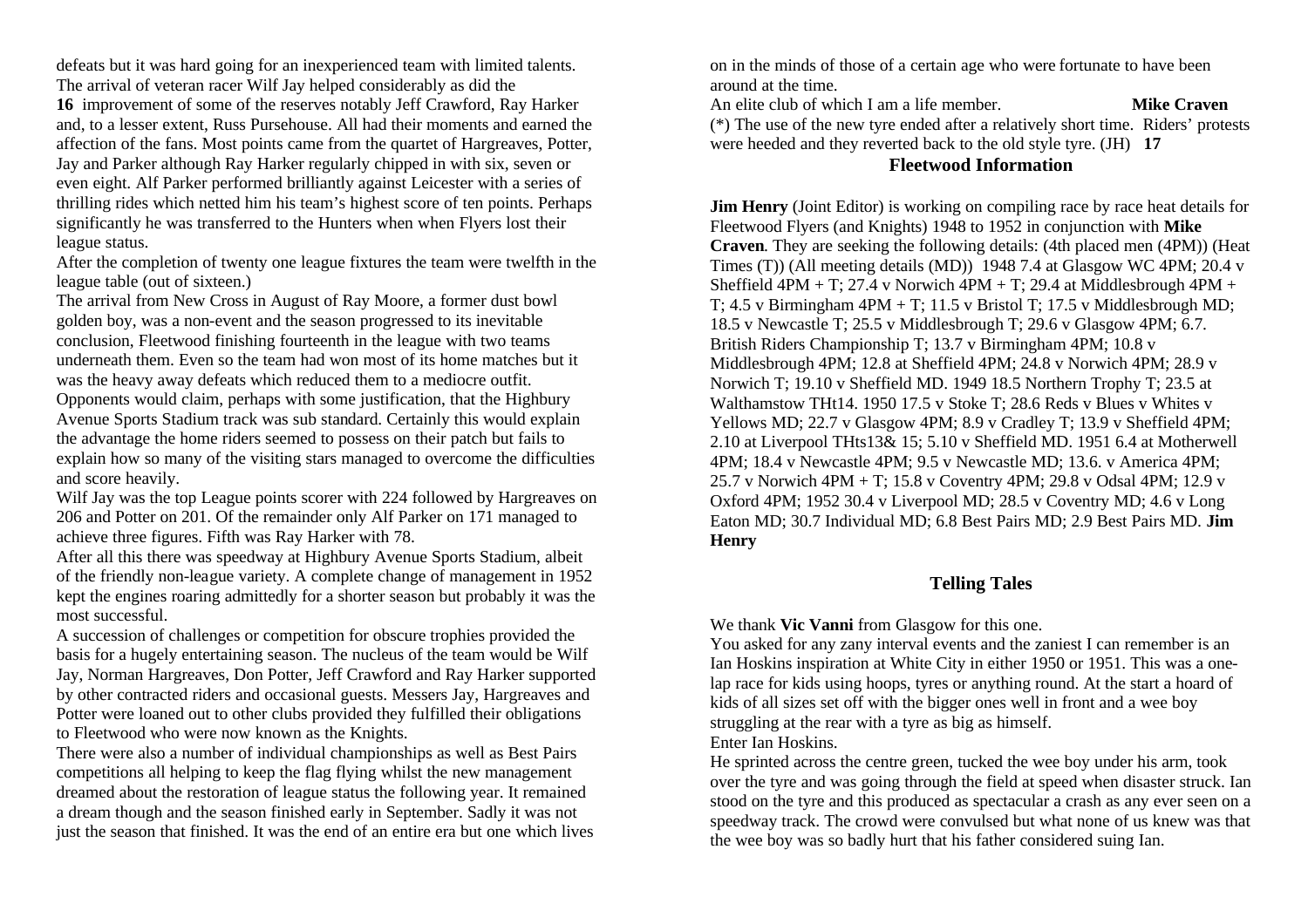defeats but it was hard going for an inexperienced team with limited talents. The arrival of veteran racer Wilf Jay helped considerably as did the improvement of some of the reserves notably Jeff Crawford, Ray Harker and, to a lesser extent, Russ Pursehouse. All had their moments and earned the affection of the fans. Most points came from the quartet of Hargreaves, Potter, Jay and Parker although Ray Harker regularly chipped in with six, seven or even eight. Alf Parker performed brilliantly against Leicester with a series of thrilling rides which netted him his team's highest score of ten points. Perhaps significantly he was transferred to the Hunters when when Flyers lost their league status.

After the completion of twenty one league fixtures the team were twelfth in the league table (out of sixteen.)

The arrival from New Cross in August of Ray Moore, a former dust bowl golden boy, was a non-event and the season progressed to its inevitable conclusion, Fleetwood finishing fourteenth in the league with two teams underneath them. Even so the team had won most of its home matches but it was the heavy away defeats which reduced them to a mediocre outfit. Opponents would claim, perhaps with some justification, that the Highbury Avenue Sports Stadium track was sub standard. Certainly this would explain the advantage the home riders seemed to possess on their patch but fails to explain how so many of the visiting stars managed to overcome the difficulties and score heavily.

Wilf Jay was the top League points scorer with 224 followed by Hargreaves on 206 and Potter on 201. Of the remainder only Alf Parker on 171 managed to achieve three figures. Fifth was Ray Harker with 78.

After all this there was speedway at Highbury Avenue Sports Stadium, albeit of the friendly non-league variety. A complete change of management in 1952 kept the engines roaring admittedly for a shorter season but probably it was the most successful.

A succession of challenges or competition for obscure trophies provided the basis for a hugely entertaining season. The nucleus of the team would be Wilf Jay, Norman Hargreaves, Don Potter, Jeff Crawford and Ray Harker supported by other contracted riders and occasional guests. Messers Jay, Hargreaves and Potter were loaned out to other clubs provided they fulfilled their obligations to Fleetwood who were now known as the Knights.

There were also a number of individual championships as well as Best Pairs competitions all helping to keep the flag flying whilst the new management dreamed about the restoration of league status the following year. It remained a dream though and the season finished early in September. Sadly it was not just the season that finished. It was the end of an entire era but one which lives on in the minds of those of a certain age who were fortunate to have been around at the time.

An elite club of which I am a life member. **Mike Craven**

(*) The use of the new tyre ended after a relatively short time. Riders' protests were heeded and they reverted back to the old style tyre. (JH)

## Fleetwood Information

**Jim Henry** (Joint Editor) is working on compiling race by race heat details for Fleetwood Flyers (and Knights) 1948 to 1952 in conjunction with **Mike Craven**. They are seeking the following details: (4th placed men (4PM)) (Heat Times (T)) (All meeting details (MD)) 1948 7.4 at Glasgow WC 4PM; 20.4 v Sheffield 4PM + T; 27.4 v Norwich 4PM + T; 29.4 at Middlesbrough 4PM + T; 4.5 v Birmingham 4PM + T; 11.5 v Bristol T; 17.5 v Middlesbrough MD; 18.5 v Newcastle T; 25.5 v Middlesbrough T; 29.6 v Glasgow 4PM; 6.7. British Riders Championship T; 13.7 v Birmingham 4PM; 10.8 v Middlesbrough 4PM; 12.8 at Sheffield 4PM; 24.8 v Norwich 4PM; 28.9 v Norwich T; 19.10 v Sheffield MD. 1949 18.5 Northern Trophy T; 23.5 at Walthamstow THt14. 1950 17.5 v Stoke T; 28.6 Reds v Blues v Whites v Yellows MD; 22.7 v Glasgow 4PM; 8.9 v Cradley T; 13.9 v Sheffield 4PM; 2.10 at Liverpool THts13& 15; 5.10 v Sheffield MD. 1951 6.4 at Motherwell 4PM; 18.4 v Newcastle 4PM; 9.5 v Newcastle MD; 13.6. v America 4PM; 25.7 v Norwich 4PM + T; 15.8 v Coventry 4PM; 29.8 v Odsal 4PM; 12.9 v Oxford 4PM; 1952 30.4 v Liverpool MD; 28.5 v Coventry MD; 4.6 v Long Eaton MD; 30.7 Individual MD; 6.8 Best Pairs MD; 2.9 Best Pairs MD. **Jim Henry**

## Telling Tales

We thank **Vic Vanni** from Glasgow for this one.

You asked for any zany interval events and the zaniest I can remember is an Ian Hoskins inspiration at White City in either 1950 or 1951. This was a one-lap race for kids using hoops, tyres or anything round. At the start a hoard of kids of all sizes set off with the bigger ones well in front and a wee boy struggling at the rear with a tyre as big as himself.

Enter Ian Hoskins.

He sprinted across the centre green, tucked the wee boy under his arm, took over the tyre and was going through the field at speed when disaster struck. Ian stood on the tyre and this produced as spectacular a crash as any ever seen on a speedway track. The crowd were convulsed but what none of us knew was that the wee boy was so badly hurt that his father considered suing Ian.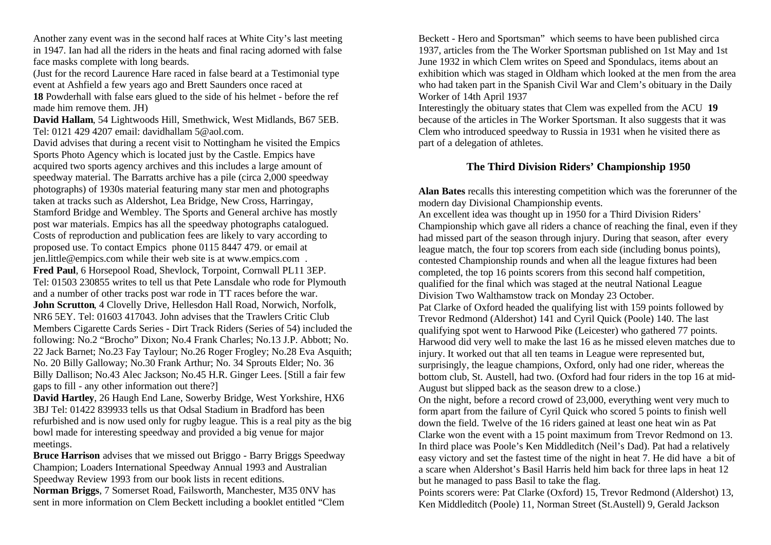Another zany event was in the second half races at White City's last meeting in 1947. Ian had all the riders in the heats and final racing adorned with false face masks complete with long beards.

(Just for the record Laurence Hare raced in false beard at a Testimonial type event at Ashfield a few years ago and Brett Saunders once raced at Powderhall with false ears glued to the side of his helmet - before the ref made him remove them. JH)

**David Hallam**, 54 Lightwoods Hill, Smethwick, West Midlands, B67 5EB. Tel: 0121 429 4207 email: davidhallam 5@aol.com.

David advises that during a recent visit to Nottingham he visited the Empics Sports Photo Agency which is located just by the Castle. Empics have acquired two sports agency archives and this includes a large amount of speedway material. The Barratts archive has a pile (circa 2,000 speedway photographs) of 1930s material featuring many star men and photographs taken at tracks such as Aldershot, Lea Bridge, New Cross, Harringay, Stamford Bridge and Wembley. The Sports and General archive has mostly post war materials. Empics has all the speedway photographs catalogued. Costs of reproduction and publication fees are likely to vary according to proposed use. To contact Empics phone 0115 8447 479. or email at jen.little@empics.com while their web site is at www.empics.com .

**Fred Paul**, 6 Horsepool Road, Shevlock, Torpoint, Cornwall PL11 3EP. Tel: 01503 230855 writes to tell us that Pete Lansdale who rode for Plymouth and a number of other tracks post war rode in TT races before the war.

**John Scrutton**, 4 Clovelly Drive, Hellesdon Hall Road, Norwich, Norfolk, NR6 5EY. Tel: 01603 417043. John advises that the Trawlers Critic Club Members Cigarette Cards Series - Dirt Track Riders (Series of 54) included the following: No.2 "Brocho" Dixon; No.4 Frank Charles; No.13 J.P. Abbott; No. 22 Jack Barnet; No.23 Fay Taylour; No.26 Roger Frogley; No.28 Eva Asquith; No. 20 Billy Galloway; No.30 Frank Arthur; No. 34 Sprouts Elder; No. 36 Billy Dallison; No.43 Alec Jackson; No.45 H.R. Ginger Lees. [Still a fair few gaps to fill - any other information out there?]

**David Hartley**, 26 Haugh End Lane, Sowerby Bridge, West Yorkshire, HX6 3BJ Tel: 01422 839933 tells us that Odsal Stadium in Bradford has been refurbished and is now used only for rugby league. This is a real pity as the big bowl made for interesting speedway and provided a big venue for major meetings.

**Bruce Harrison** advises that we missed out Briggo - Barry Briggs Speedway Champion; Loaders International Speedway Annual 1993 and Australian Speedway Review 1993 from our book lists in recent editions.

**Norman Briggs**, 7 Somerset Road, Failsworth, Manchester, M35 0NV has sent in more information on Clem Beckett including a booklet entitled "Clem Beckett - Hero and Sportsman" which seems to have been published circa 1937, articles from the The Worker Sportsman published on 1st May and 1st June 1932 in which Clem writes on Speed and Spondulacs, items about an exhibition which was staged in Oldham which looked at the men from the area who had taken part in the Spanish Civil War and Clem's obituary in the Daily Worker of 14th April 1937

Interestingly the obituary states that Clem was expelled from the ACU because of the articles in The Worker Sportsman. It also suggests that it was Clem who introduced speedway to Russia in 1931 when he visited there as part of a delegation of athletes.

## The Third Division Riders' Championship 1950

**Alan Bates** recalls this interesting competition which was the forerunner of the modern day Divisional Championship events.

An excellent idea was thought up in 1950 for a Third Division Riders' Championship which gave all riders a chance of reaching the final, even if they had missed part of the season through injury. During that season, after every league match, the four top scorers from each side (including bonus points), contested Championship rounds and when all the league fixtures had been completed, the top 16 points scorers from this second half competition, qualified for the final which was staged at the neutral National League Division Two Walthamstow track on Monday 23 October.

Pat Clarke of Oxford headed the qualifying list with 159 points followed by Trevor Redmond (Aldershot) 141 and Cyril Quick (Poole) 140. The last qualifying spot went to Harwood Pike (Leicester) who gathered 77 points. Harwood did very well to make the last 16 as he missed eleven matches due to injury. It worked out that all ten teams in League were represented but, surprisingly, the league champions, Oxford, only had one rider, whereas the bottom club, St. Austell, had two. (Oxford had four riders in the top 16 at mid-August but slipped back as the season drew to a close.)

On the night, before a record crowd of 23,000, everything went very much to form apart from the failure of Cyril Quick who scored 5 points to finish well down the field. Twelve of the 16 riders gained at least one heat win as Pat Clarke won the event with a 15 point maximum from Trevor Redmond on 13. In third place was Poole's Ken Middleditch (Neil's Dad). Pat had a relatively easy victory and set the fastest time of the night in heat 7. He did have a bit of a scare when Aldershot's Basil Harris held him back for three laps in heat 12 but he managed to pass Basil to take the flag.

Points scorers were: Pat Clarke (Oxford) 15, Trevor Redmond (Aldershot) 13, Ken Middleditch (Poole) 11, Norman Street (St.Austell) 9, Gerald Jackson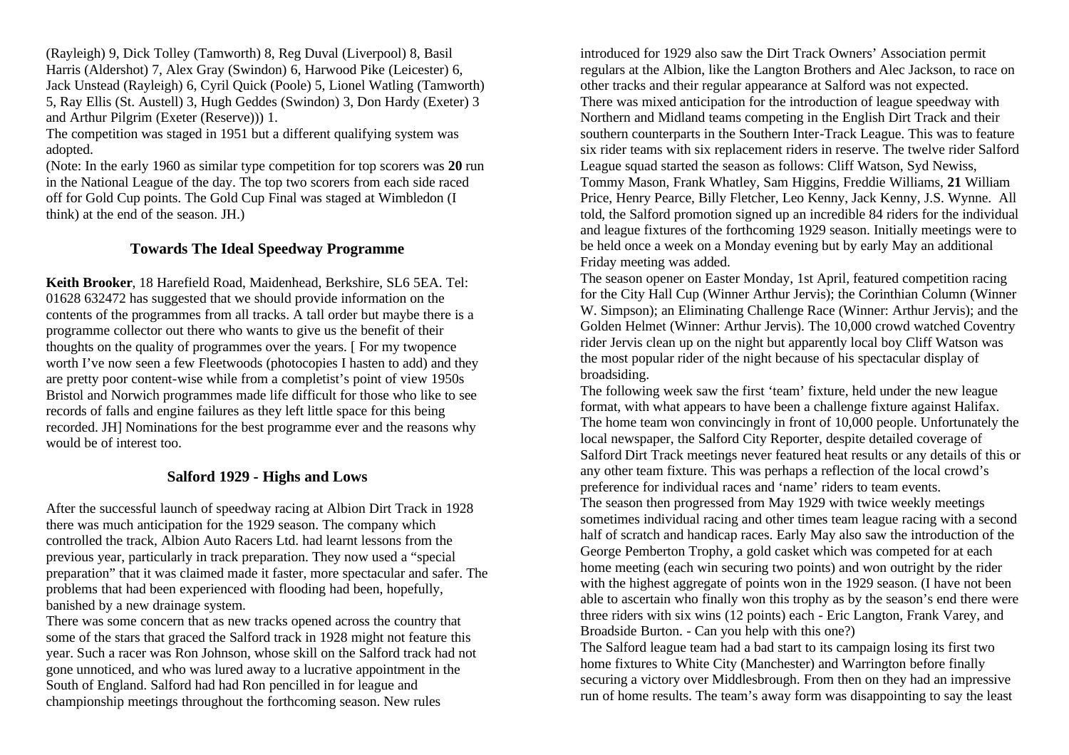(Rayleigh) 9, Dick Tolley (Tamworth) 8, Reg Duval (Liverpool) 8, Basil Harris (Aldershot) 7, Alex Gray (Swindon) 6, Harwood Pike (Leicester) 6, Jack Unstead (Rayleigh) 6, Cyril Quick (Poole) 5, Lionel Watling (Tamworth) 5, Ray Ellis (St. Austell) 3, Hugh Geddes (Swindon) 3, Don Hardy (Exeter) 3 and Arthur Pilgrim (Exeter (Reserve))) 1.

The competition was staged in 1951 but a different qualifying system was adopted.

(Note: In the early 1960 as similar type competition for top scorers was run in the National League of the day. The top two scorers from each side raced off for Gold Cup points. The Gold Cup Final was staged at Wimbledon (I think) at the end of the season. JH.)

## Towards The Ideal Speedway Programme

**Keith Brooker**, 18 Harefield Road, Maidenhead, Berkshire, SL6 5EA. Tel: 01628 632472 has suggested that we should provide information on the contents of the programmes from all tracks. A tall order but maybe there is a programme collector out there who wants to give us the benefit of their thoughts on the quality of programmes over the years. [ For my twopence worth I've now seen a few Fleetwoods (photocopies I hasten to add) and they are pretty poor content-wise while from a completist's point of view 1950s Bristol and Norwich programmes made life difficult for those who like to see records of falls and engine failures as they left little space for this being recorded. JH] Nominations for the best programme ever and the reasons why would be of interest too.

## Salford 1929 - Highs and Lows

After the successful launch of speedway racing at Albion Dirt Track in 1928 there was much anticipation for the 1929 season. The company which controlled the track, Albion Auto Racers Ltd. had learnt lessons from the previous year, particularly in track preparation. They now used a "special preparation" that it was claimed made it faster, more spectacular and safer. The problems that had been experienced with flooding had been, hopefully, banished by a new drainage system.

There was some concern that as new tracks opened across the country that some of the stars that graced the Salford track in 1928 might not feature this year. Such a racer was Ron Johnson, whose skill on the Salford track had not gone unnoticed, and who was lured away to a lucrative appointment in the South of England. Salford had had Ron pencilled in for league and championship meetings throughout the forthcoming season. New rules introduced for 1929 also saw the Dirt Track Owners' Association permit regulars at the Albion, like the Langton Brothers and Alec Jackson, to race on other tracks and their regular appearance at Salford was not expected.

There was mixed anticipation for the introduction of league speedway with Northern and Midland teams competing in the English Dirt Track and their southern counterparts in the Southern Inter-Track League. This was to feature six rider teams with six replacement riders in reserve. The twelve rider Salford League squad started the season as follows: Cliff Watson, Syd Newiss, Tommy Mason, Frank Whatley, Sam Higgins, Freddie Williams, William Price, Henry Pearce, Billy Fletcher, Leo Kenny, Jack Kenny, J.S. Wynne. All told, the Salford promotion signed up an incredible 84 riders for the individual and league fixtures of the forthcoming 1929 season. Initially meetings were to be held once a week on a Monday evening but by early May an additional Friday meeting was added.

The season opener on Easter Monday, 1st April, featured competition racing for the City Hall Cup (Winner Arthur Jervis); the Corinthian Column (Winner W. Simpson); an Eliminating Challenge Race (Winner: Arthur Jervis); and the Golden Helmet (Winner: Arthur Jervis). The 10,000 crowd watched Coventry rider Jervis clean up on the night but apparently local boy Cliff Watson was the most popular rider of the night because of his spectacular display of broadsiding.

The following week saw the first 'team' fixture, held under the new league format, with what appears to have been a challenge fixture against Halifax. The home team won convincingly in front of 10,000 people. Unfortunately the local newspaper, the Salford City Reporter, despite detailed coverage of Salford Dirt Track meetings never featured heat results or any details of this or any other team fixture. This was perhaps a reflection of the local crowd's preference for individual races and 'name' riders to team events.

The season then progressed from May 1929 with twice weekly meetings sometimes individual racing and other times team league racing with a second half of scratch and handicap races. Early May also saw the introduction of the George Pemberton Trophy, a gold casket which was competed for at each home meeting (each win securing two points) and won outright by the rider with the highest aggregate of points won in the 1929 season. (I have not been able to ascertain who finally won this trophy as by the season's end there were three riders with six wins (12 points) each - Eric Langton, Frank Varey, and Broadside Burton. - Can you help with this one?)

The Salford league team had a bad start to its campaign losing its first two home fixtures to White City (Manchester) and Warrington before finally securing a victory over Middlesbrough. From then on they had an impressive run of home results. The team's away form was disappointing to say the least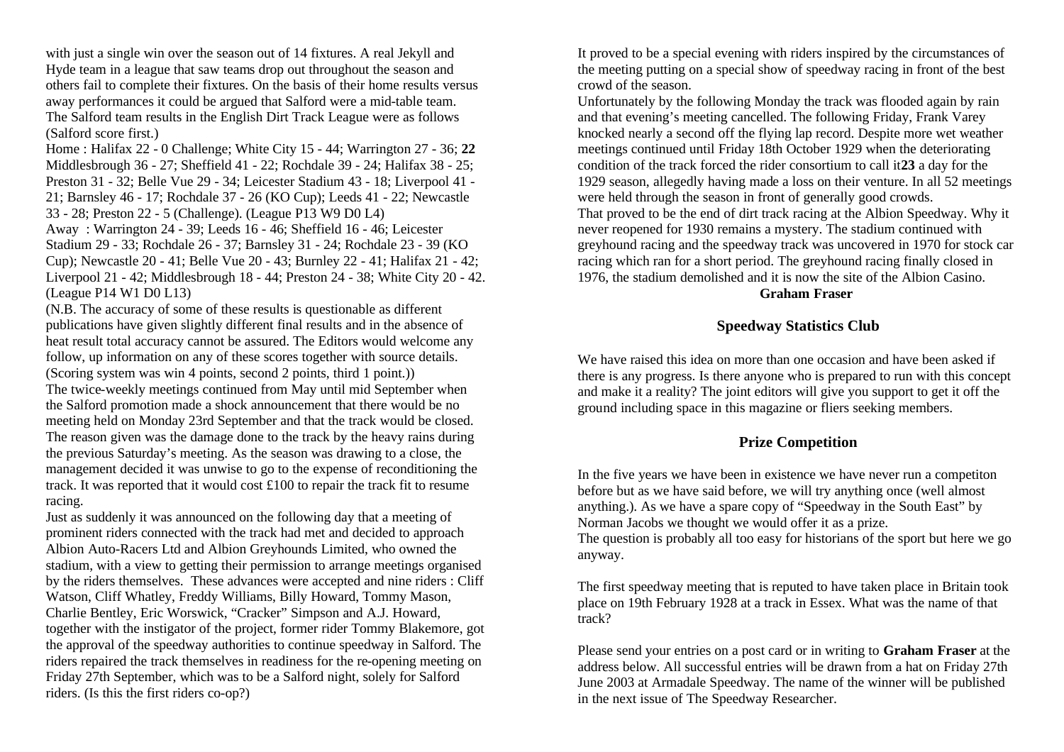with just a single win over the season out of 14 fixtures. A real Jekyll and Hyde team in a league that saw teams drop out throughout the season and others fail to complete their fixtures. On the basis of their home results versus away performances it could be argued that Salford were a mid-table team. The Salford team results in the English Dirt Track League were as follows (Salford score first.)

Home : Halifax 22 - 0 Challenge; White City 15 - 44; Warrington 27 - 36; **22** Middlesbrough 36 - 27; Sheffield 41 - 22; Rochdale 39 - 24; Halifax 38 - 25; Preston 31 - 32; Belle Vue 29 - 34; Leicester Stadium 43 - 18; Liverpool 41 - 21; Barnsley 46 - 17; Rochdale 37 - 26 (KO Cup); Leeds 41 - 22; Newcastle 33 - 28; Preston 22 - 5 (Challenge). (League P13 W9 D0 L4)

Away : Warrington 24 - 39; Leeds 16 - 46; Sheffield 16 - 46; Leicester Stadium 29 - 33; Rochdale 26 - 37; Barnsley 31 - 24; Rochdale 23 - 39 (KO Cup); Newcastle 20 - 41; Belle Vue 20 - 43; Burnley 22 - 41; Halifax 21 - 42; Liverpool 21 - 42; Middlesbrough 18 - 44; Preston 24 - 38; White City 20 - 42. (League P14 W1 D0 L13)

(N.B. The accuracy of some of these results is questionable as different publications have given slightly different final results and in the absence of heat result total accuracy cannot be assured. The Editors would welcome any follow, up information on any of these scores together with source details. (Scoring system was win 4 points, second 2 points, third 1 point.))

The twice-weekly meetings continued from May until mid September when the Salford promotion made a shock announcement that there would be no meeting held on Monday 23rd September and that the track would be closed. The reason given was the damage done to the track by the heavy rains during the previous Saturday's meeting. As the season was drawing to a close, the management decided it was unwise to go to the expense of reconditioning the track. It was reported that it would cost £100 to repair the track fit to resume racing.

Just as suddenly it was announced on the following day that a meeting of prominent riders connected with the track had met and decided to approach Albion Auto-Racers Ltd and Albion Greyhounds Limited, who owned the stadium, with a view to getting their permission to arrange meetings organised by the riders themselves. These advances were accepted and nine riders : Cliff Watson, Cliff Whatley, Freddy Williams, Billy Howard, Tommy Mason, Charlie Bentley, Eric Worswick, "Cracker" Simpson and A.J. Howard, together with the instigator of the project, former rider Tommy Blakemore, got the approval of the speedway authorities to continue speedway in Salford. The riders repaired the track themselves in readiness for the re-opening meeting on Friday 27th September, which was to be a Salford night, solely for Salford riders. (Is this the first riders co-op?)

It proved to be a special evening with riders inspired by the circumstances of the meeting putting on a special show of speedway racing in front of the best crowd of the season.

Unfortunately by the following Monday the track was flooded again by rain and that evening's meeting cancelled. The following Friday, Frank Varey knocked nearly a second off the flying lap record. Despite more wet weather meetings continued until Friday 18th October 1929 when the deteriorating condition of the track forced the rider consortium to call it**23** a day for the 1929 season, allegedly having made a loss on their venture. In all 52 meetings were held through the season in front of generally good crowds.

That proved to be the end of dirt track racing at the Albion Speedway. Why it never reopened for 1930 remains a mystery. The stadium continued with greyhound racing and the speedway track was uncovered in 1970 for stock car racing which ran for a short period. The greyhound racing finally closed in 1976, the stadium demolished and it is now the site of the Albion Casino.

**Graham Fraser**

## Speedway Statistics Club

We have raised this idea on more than one occasion and have been asked if there is any progress. Is there anyone who is prepared to run with this concept and make it a reality? The joint editors will give you support to get it off the ground including space in this magazine or fliers seeking members.

## Prize Competition

In the five years we have been in existence we have never run a competiton before but as we have said before, we will try anything once (well almost anything.). As we have a spare copy of "Speedway in the South East" by Norman Jacobs we thought we would offer it as a prize.

The question is probably all too easy for historians of the sport but here we go anyway.

The first speedway meeting that is reputed to have taken place in Britain took place on 19th February 1928 at a track in Essex. What was the name of that track?

Please send your entries on a post card or in writing to **Graham Fraser** at the address below. All successful entries will be drawn from a hat on Friday 27th June 2003 at Armadale Speedway. The name of the winner will be published in the next issue of The Speedway Researcher.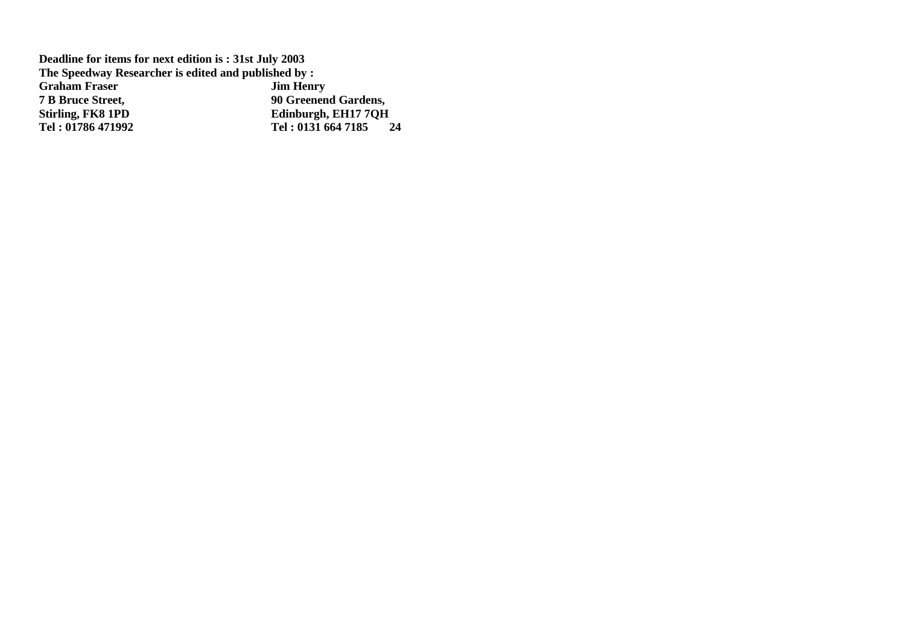**Deadline for items for next edition is : 31st July 2003**

**The Speedway Researcher is edited and published by :**

| | |
|---|---|
| **Graham Fraser** | **Jim Henry** |
| **7 B Bruce Street,** | **90 Greenend Gardens,** |
| **Stirling, FK8 1PD** | **Edinburgh, EH17 7QH** |
| **Tel : 01786 471992** | **Tel : 0131 664 7185** |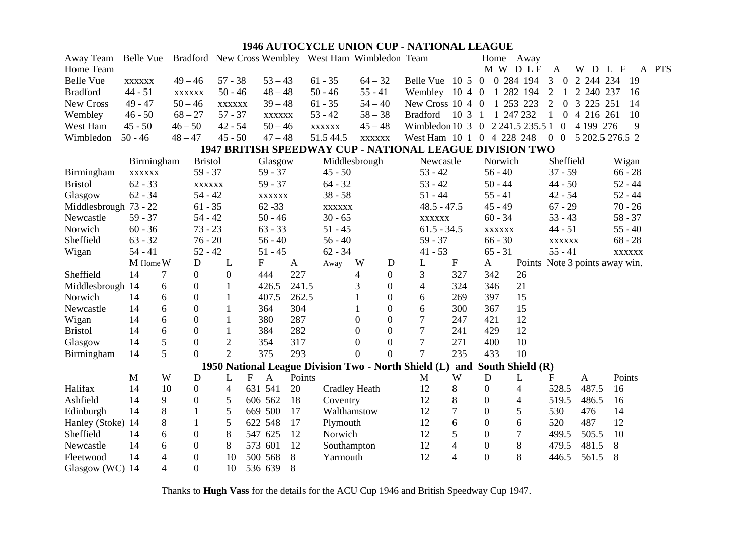## 1946 AUTOCYCLE UNION CUP - NATIONAL LEAGUE

| Away Team / Home Team | Belle Vue | Bradford | New Cross | Wembley | West Ham | Wimbledon |
|---|---|---|---|---|---|---|
| Belle Vue | xxxxxx | 49 – 46 | 57 - 38 | 53 – 43 | 61 - 35 | 64 – 32 |
| Bradford | 44 - 51 | xxxxxx | 50 - 46 | 48 – 48 | 50 - 46 | 55 - 41 |
| New Cross | 49 - 47 | 50 – 46 | xxxxxx | 39 – 48 | 61 - 35 | 54 – 40 |
| Wembley | 46 - 50 | 68 – 27 | 57 - 37 | xxxxxx | 53 - 42 | 58 – 38 |
| West Ham | 45 - 50 | 46 – 50 | 42 - 54 | 50 – 46 | xxxxxx | 45 – 48 |
| Wimbledon | 50 - 46 | 48 – 47 | 45 - 50 | 47 – 48 | 51.5 44.5 | xxxxxx |

| Team | M | Home W | D | L | F | A | Away W | D | L | F | A | PTS |
|---|---|---|---|---|---|---|---|---|---|---|---|---|
| Belle Vue | 10 | 5 | 0 | 0 | 284 | 194 | 3 | 0 | 2 | 244 | 234 | 19 |
| Wembley | 10 | 4 | 0 | 1 | 282 | 194 | 2 | 1 | 2 | 240 | 237 | 16 |
| New Cross | 10 | 4 | 0 | 1 | 253 | 223 | 2 | 0 | 3 | 225 | 251 | 14 |
| Bradford | 10 | 3 | 1 | 1 | 247 | 232 | 1 | 0 | 4 | 216 | 261 | 10 |
| Wimbledon | 10 | 3 | 0 | 2 | 241.5 | 235.5 | 1 | 0 | 4 | 199 | 276 | 9 |
| West Ham | 10 | 1 | 0 | 4 | 228 | 248 | 0 | 0 | 5 | 202.5 | 276.5 | 2 |

## 1947 BRITISH SPEEDWAY CUP - NATIONAL LEAGUE DIVISION TWO

| | Birmingham | Bristol | Glasgow | Middlesbrough | Newcastle | Norwich | Sheffield | Wigan |
|---|---|---|---|---|---|---|---|---|
| Birmingham | xxxxxx | 59 - 37 | 59 - 37 | 45 - 50 | 53 - 42 | 56 - 40 | 37 - 59 | 66 - 28 |
| Bristol | 62 - 33 | xxxxxx | 59 - 37 | 64 - 32 | 53 - 42 | 50 - 44 | 44 - 50 | 52 - 44 |
| Glasgow | 62 - 34 | 54 - 42 | xxxxxx | 38 - 58 | 51 - 44 | 55 - 41 | 42 - 54 | 52 - 44 |
| Middlesbrough | 73 - 22 | 61 - 35 | 62 -33 | xxxxxx | 48.5 - 47.5 | 45 - 49 | 67 - 29 | 70 - 26 |
| Newcastle | 59 - 37 | 54 - 42 | 50 - 46 | 30 - 65 | xxxxxx | 60 - 34 | 53 - 43 | 58 - 37 |
| Norwich | 60 - 36 | 73 - 23 | 63 - 33 | 51 - 45 | 61.5 - 34.5 | xxxxxx | 44 - 51 | 55 - 40 |
| Sheffield | 63 - 32 | 76 - 20 | 56 - 40 | 56 - 40 | 59 - 37 | 66 - 30 | xxxxxx | 68 - 28 |
| Wigan | 54 - 41 | 52 - 42 | 51 - 45 | 62 - 34 | 41 - 53 | 65 - 31 | 55 - 41 | xxxxxx |

| | M | Home W | D | L | F | A | Away W | D | L | F | A | Points |
|---|---|---|---|---|---|---|---|---|---|---|---|---|
| Sheffield | 14 | 7 | 0 | 0 | 444 | 227 | 4 | 0 | 3 | 327 | 342 | 26 |
| Middlesbrough | 14 | 6 | 0 | 1 | 426.5 | 241.5 | 3 | 0 | 4 | 324 | 346 | 21 |
| Norwich | 14 | 6 | 0 | 1 | 407.5 | 262.5 | 1 | 0 | 6 | 269 | 397 | 15 |
| Newcastle | 14 | 6 | 0 | 1 | 364 | 304 | 1 | 0 | 6 | 300 | 367 | 15 |
| Wigan | 14 | 6 | 0 | 1 | 380 | 287 | 0 | 0 | 7 | 247 | 421 | 12 |
| Bristol | 14 | 6 | 0 | 1 | 384 | 282 | 0 | 0 | 7 | 241 | 429 | 12 |
| Glasgow | 14 | 5 | 0 | 2 | 354 | 317 | 0 | 0 | 7 | 271 | 400 | 10 |
| Birmingham | 14 | 5 | 0 | 2 | 375 | 293 | 0 | 0 | 7 | 235 | 433 | 10 |

Note 3 points away win.

## 1950 National League Division Two - North Shield (L) and South Shield (R)

| | M | W | D | L | F | A | Points |
|---|---|---|---|---|---|---|---|
| Halifax | 14 | 10 | 0 | 4 | 631 | 541 | 20 |
| Ashfield | 14 | 9 | 0 | 5 | 606 | 562 | 18 |
| Edinburgh | 14 | 8 | 1 | 5 | 669 | 500 | 17 |
| Hanley (Stoke) | 14 | 8 | 1 | 5 | 622 | 548 | 17 |
| Sheffield | 14 | 6 | 0 | 8 | 547 | 625 | 12 |
| Newcastle | 14 | 6 | 0 | 8 | 573 | 601 | 12 |
| Fleetwood | 14 | 4 | 0 | 10 | 500 | 568 | 8 |
| Glasgow (WC) | 14 | 4 | 0 | 10 | 536 | 639 | 8 |

| | M | W | D | L | F | A | Points |
|---|---|---|---|---|---|---|---|
| Cradley Heath | 12 | 8 | 0 | 4 | 528.5 | 487.5 | 16 |
| Coventry | 12 | 8 | 0 | 4 | 519.5 | 486.5 | 16 |
| Walthamstow | 12 | 7 | 0 | 5 | 530 | 476 | 14 |
| Plymouth | 12 | 6 | 0 | 6 | 520 | 487 | 12 |
| Norwich | 12 | 5 | 0 | 7 | 499.5 | 505.5 | 10 |
| Southampton | 12 | 4 | 0 | 8 | 479.5 | 481.5 | 8 |
| Yarmouth | 12 | 4 | 0 | 8 | 446.5 | 561.5 | 8 |

Thanks to **Hugh Vass** for the details for the ACU Cup 1946 and British Speedway Cup 1947.